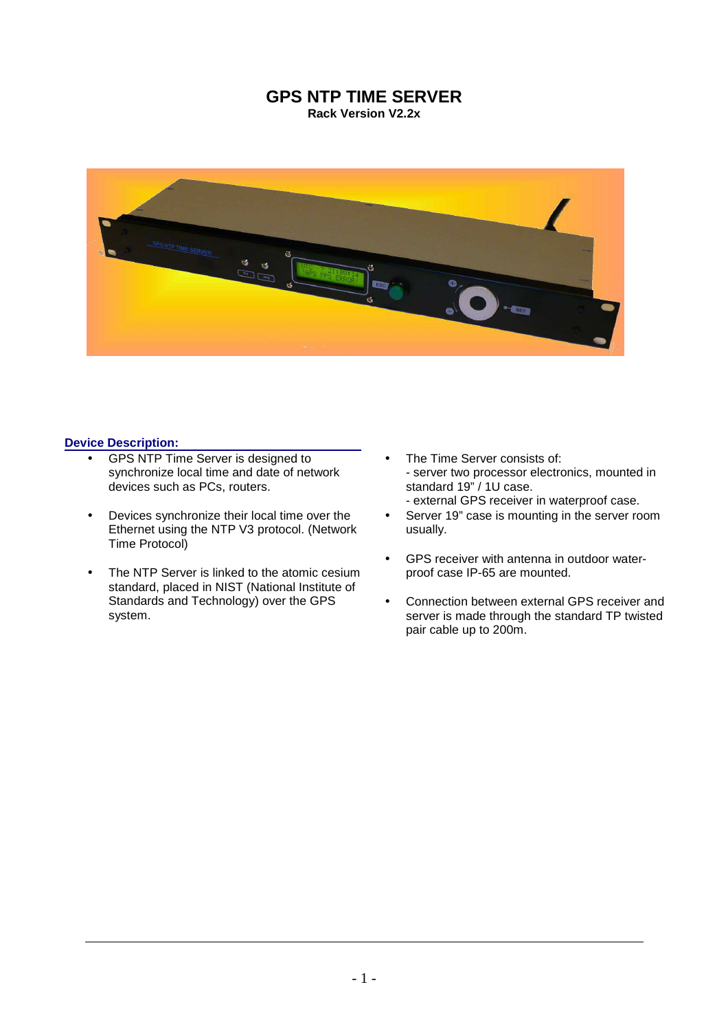# GPS NTP TIME SERVER

**Rack Version V2.2x**

## Device Description:

- GPS NTP Time Server is designed to synchronize local time and date of network devices such as PCs, routers.
- Devices synchronize their local time over the Ethernet using the NTP V3 protocol. (Network Time Protocol)
- The NTP Server is linked to the atomic cesium standard, placed in NIST (National Institute of Standards and Technology) over the GPS system.
- The Time Server consists of:
  - server two processor electronics, mounted in standard 19" / 1U case.
  - external GPS receiver in waterproof case.
- Server 19" case is mounting in the server room usually.
- GPS receiver with antenna in outdoor water-proof case IP-65 are mounted.
- Connection between external GPS receiver and server is made through the standard TP twisted pair cable up to 200m.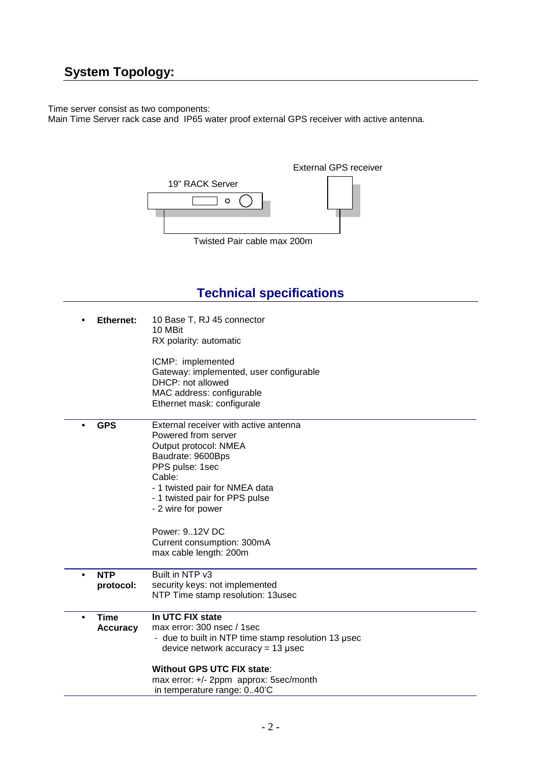## System Topology:

Time server consist as two components:
Main Time Server rack case and IP65 water proof external GPS receiver with active antenna.

External GPS receiver

19" RACK Server

Twisted Pair cable max 200m

## Technical specifications

| | |
|---|---|
| • **Ethernet:** | 10 Base T, RJ 45 connector<br>10 MBit<br>RX polarity: automatic<br><br>ICMP: implemented<br>Gateway: implemented, user configurable<br>DHCP: not allowed<br>MAC address: configurable<br>Ethernet mask: configurale |
| • **GPS** | External receiver with active antenna<br>Powered from server<br>Output protocol: NMEA<br>Baudrate: 9600Bps<br>PPS pulse: 1sec<br>Cable:<br>- 1 twisted pair for NMEA data<br>- 1 twisted pair for PPS pulse<br>- 2 wire for power<br><br>Power: 9..12V DC<br>Current consumption: 300mA<br>max cable length: 200m |
| • **NTP protocol:** | Built in NTP v3<br>security keys: not implemented<br>NTP Time stamp resolution: 13usec |
| • **Time Accuracy** | **In UTC FIX state**<br>max error: 300 nsec / 1sec<br>- due to built in NTP time stamp resolution 13 µsec device network accuracy = 13 µsec<br><br>**Without GPS UTC FIX state**:<br>max error: +/- 2ppm approx: 5sec/month in temperature range: 0..40'C |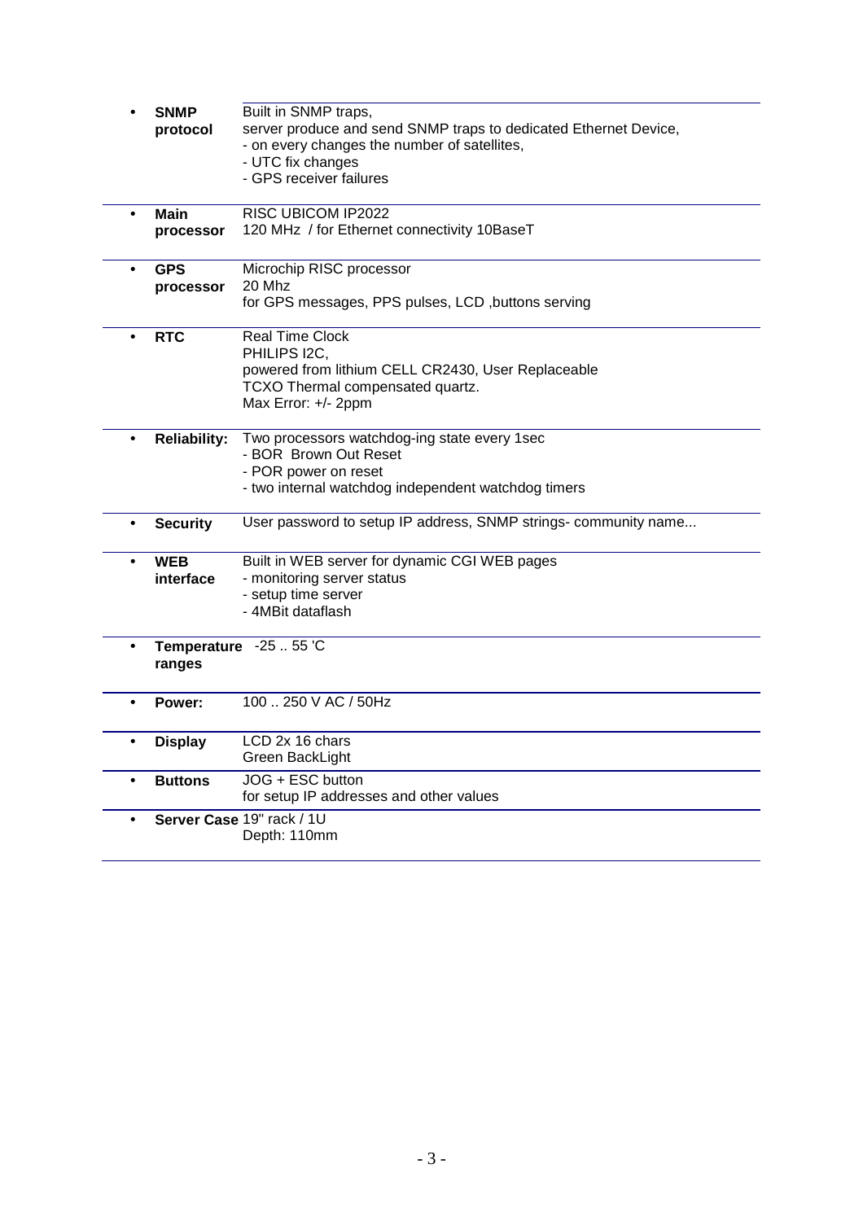| | |
|---|---|
| **SNMP protocol** | Built in SNMP traps,<br>server produce and send SNMP traps to dedicated Ethernet Device,<br>- on every changes the number of satellites,<br>- UTC fix changes<br>- GPS receiver failures |
| **Main processor** | RISC UBICOM IP2022<br>120 MHz / for Ethernet connectivity 10BaseT |
| **GPS processor** | Microchip RISC processor<br>20 Mhz<br>for GPS messages, PPS pulses, LCD ,buttons serving |
| **RTC** | Real Time Clock<br>PHILIPS I2C,<br>powered from lithium CELL CR2430, User Replaceable<br>TCXO Thermal compensated quartz.<br>Max Error: +/- 2ppm |
| **Reliability:** | Two processors watchdog-ing state every 1sec<br>- BOR Brown Out Reset<br>- POR power on reset<br>- two internal watchdog independent watchdog timers |
| **Security** | User password to setup IP address, SNMP strings- community name... |
| **WEB interface** | Built in WEB server for dynamic CGI WEB pages<br>- monitoring server status<br>- setup time server<br>- 4MBit dataflash |
| **Temperature ranges** | -25 .. 55 'C |
| **Power:** | 100 .. 250 V AC / 50Hz |
| **Display** | LCD 2x 16 chars<br>Green BackLight |
| **Buttons** | JOG + ESC button<br>for setup IP addresses and other values |
| **Server Case** | 19" rack / 1U<br>Depth: 110mm |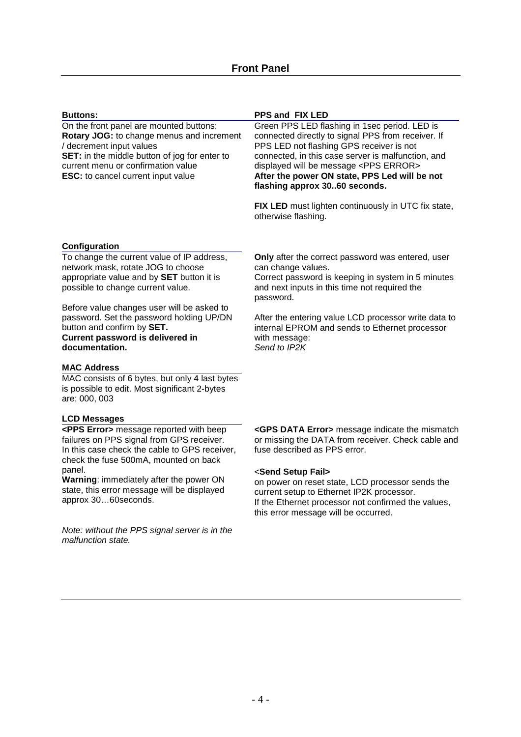# Front Panel

### Buttons:

On the front panel are mounted buttons:
**Rotary JOG:** to change menus and increment / decrement input values
**SET:** in the middle button of jog for enter to current menu or confirmation value
**ESC:** to cancel current input value

### PPS and FIX LED

Green PPS LED flashing in 1sec period. LED is connected directly to signal PPS from receiver. If PPS LED not flashing GPS receiver is not connected, in this case server is malfunction, and displayed will be message <PPS ERROR>
**After the power ON state, PPS Led will be not flashing approx 30..60 seconds.**

**FIX LED** must lighten continuously in UTC fix state, otherwise flashing.

### Configuration

To change the current value of IP address, network mask, rotate JOG to choose appropriate value and by **SET** button it is possible to change current value.

Before value changes user will be asked to password. Set the password holding UP/DN button and confirm by **SET.**
**Current password is delivered in documentation.**

**Only** after the correct password was entered, user can change values.
Correct password is keeping in system in 5 minutes and next inputs in this time not required the password.

After the entering value LCD processor write data to internal EPROM and sends to Ethernet processor with message:
*Send to IP2K*

### MAC Address

MAC consists of 6 bytes, but only 4 last bytes is possible to edit. Most significant 2-bytes are: 000, 003

### LCD Messages

**<PPS Error>** message reported with beep failures on PPS signal from GPS receiver.
In this case check the cable to GPS receiver, check the fuse 500mA, mounted on back panel.
**Warning**: immediately after the power ON state, this error message will be displayed approx 30…60seconds.

*Note: without the PPS signal server is in the malfunction state.*

**<GPS DATA Error>** message indicate the mismatch or missing the DATA from receiver. Check cable and fuse described as PPS error.

<**Send Setup Fail>**
on power on reset state, LCD processor sends the current setup to Ethernet IP2K processor.
If the Ethernet processor not confirmed the values, this error message will be occurred.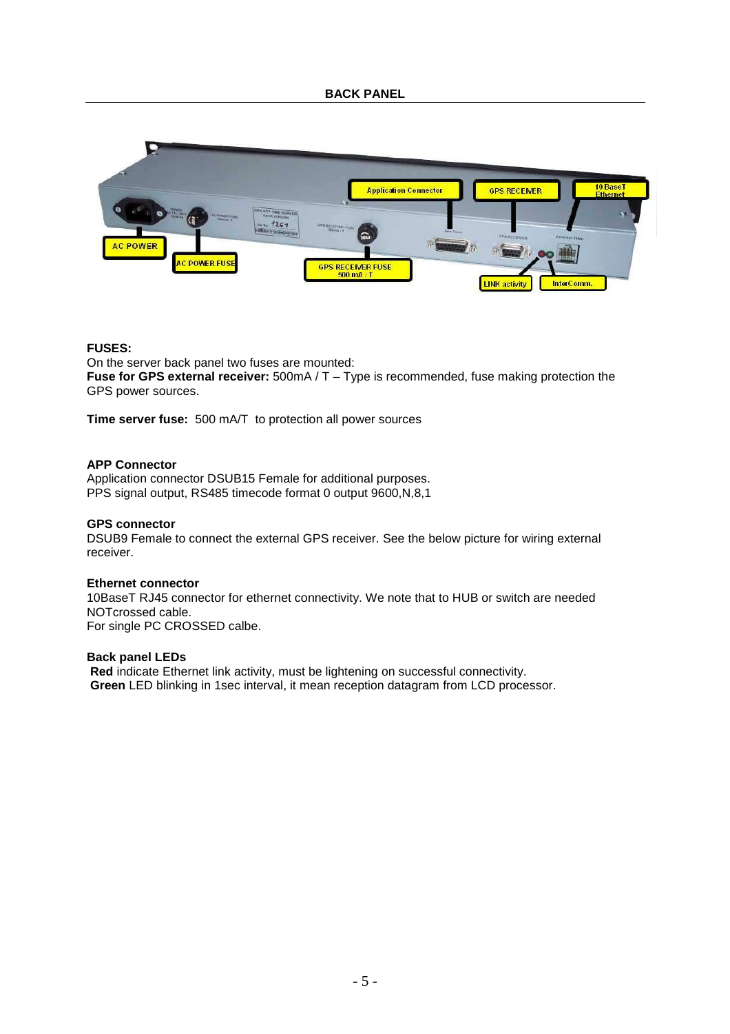## BACK PANEL

**FUSES:**
On the server back panel two fuses are mounted:
**Fuse for GPS external receiver:** 500mA / T – Type is recommended, fuse making protection the GPS power sources.

**Time server fuse:** 500 mA/T to protection all power sources

**APP Connector**
Application connector DSUB15 Female for additional purposes.
PPS signal output, RS485 timecode format 0 output 9600,N,8,1

**GPS connector**
DSUB9 Female to connect the external GPS receiver. See the below picture for wiring external receiver.

**Ethernet connector**
10BaseT RJ45 connector for ethernet connectivity. We note that to HUB or switch are needed NOTcrossed cable.
For single PC CROSSED calbe.

**Back panel LEDs**
**Red** indicate Ethernet link activity, must be lightening on successful connectivity.
**Green** LED blinking in 1sec interval, it mean reception datagram from LCD processor.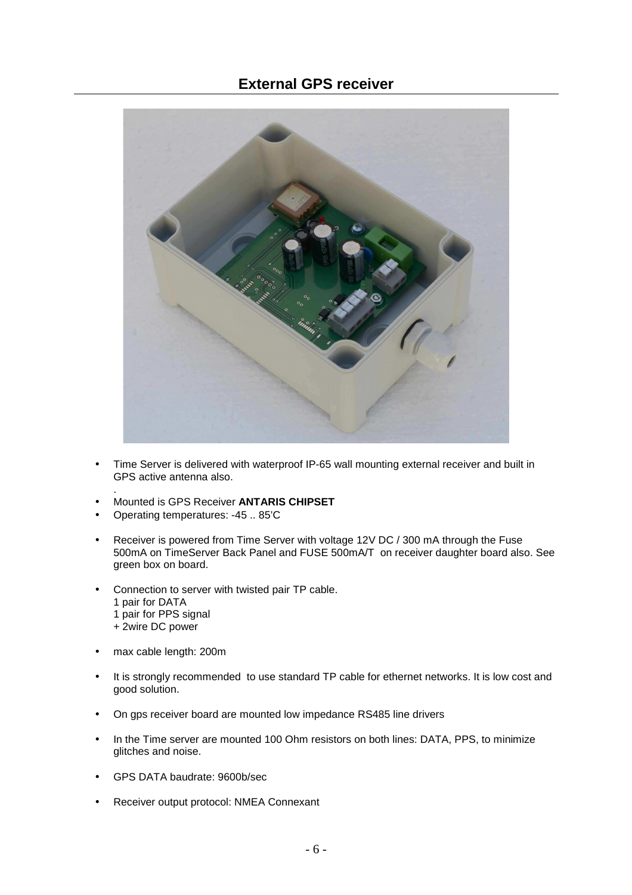## External GPS receiver

- Time Server is delivered with waterproof IP-65 wall mounting external receiver and built in GPS active antenna also.
  .
- Mounted is GPS Receiver **ANTARIS CHIPSET**
- Operating temperatures: -45 .. 85'C

- Receiver is powered from Time Server with voltage 12V DC / 300 mA through the Fuse 500mA on TimeServer Back Panel and FUSE 500mA/T on receiver daughter board also. See green box on board.

- Connection to server with twisted pair TP cable.
  1 pair for DATA
  1 pair for PPS signal
  + 2wire DC power

- max cable length: 200m

- It is strongly recommended to use standard TP cable for ethernet networks. It is low cost and good solution.

- On gps receiver board are mounted low impedance RS485 line drivers

- In the Time server are mounted 100 Ohm resistors on both lines: DATA, PPS, to minimize glitches and noise.

- GPS DATA baudrate: 9600b/sec

- Receiver output protocol: NMEA Connexant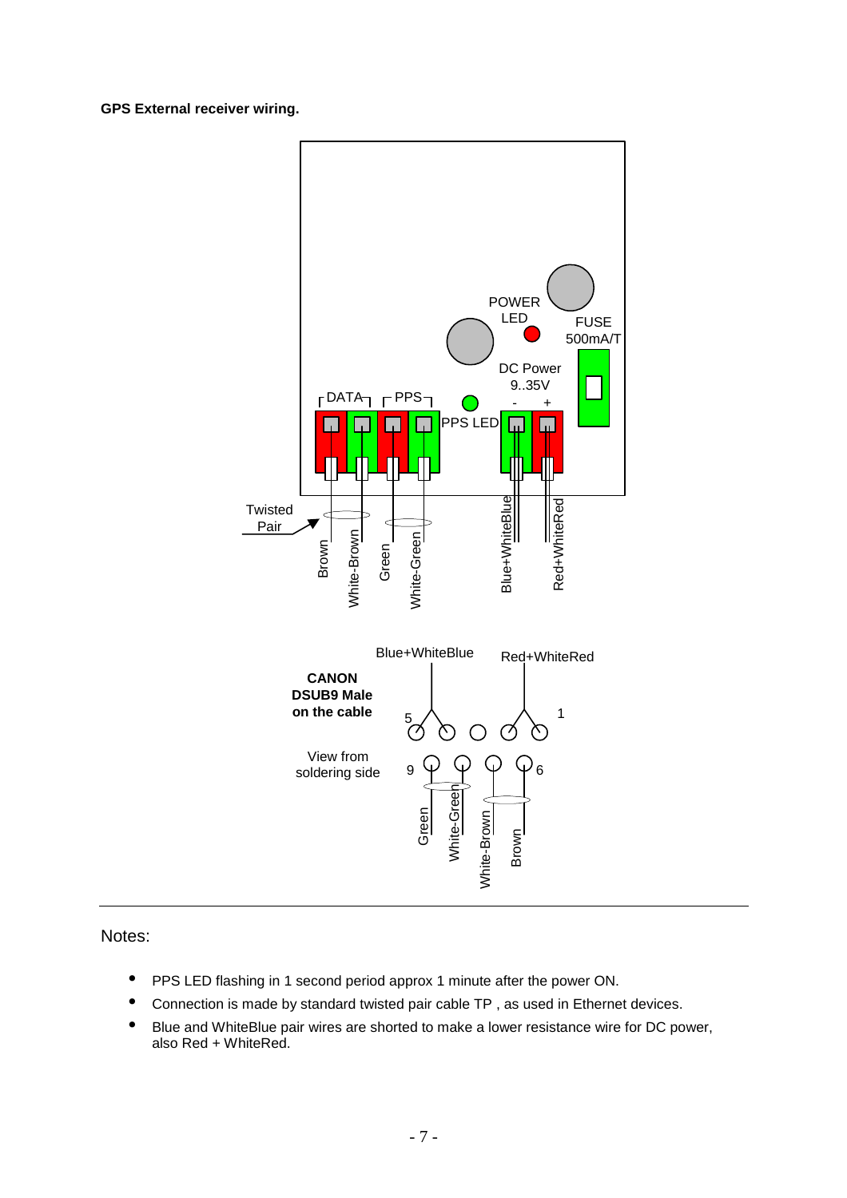**GPS External receiver wiring.**

POWER LED

FUSE 500mA/T

DC Power 9..35V

- +

DATA

PPS

PPS LED

Twisted Pair

Brown

White-Brown

Green

White-Green

Blue+WhiteBlue

Red+WhiteRed

**CANON DSUB9 Male on the cable**

View from soldering side

Blue+WhiteBlue

Red+WhiteRed

5

1

9

6

Green

White-Green

White-Brown

Brown

---

Notes:

- PPS LED flashing in 1 second period approx 1 minute after the power ON.
- Connection is made by standard twisted pair cable TP , as used in Ethernet devices.
- Blue and WhiteBlue pair wires are shorted to make a lower resistance wire for DC power, also Red + WhiteRed.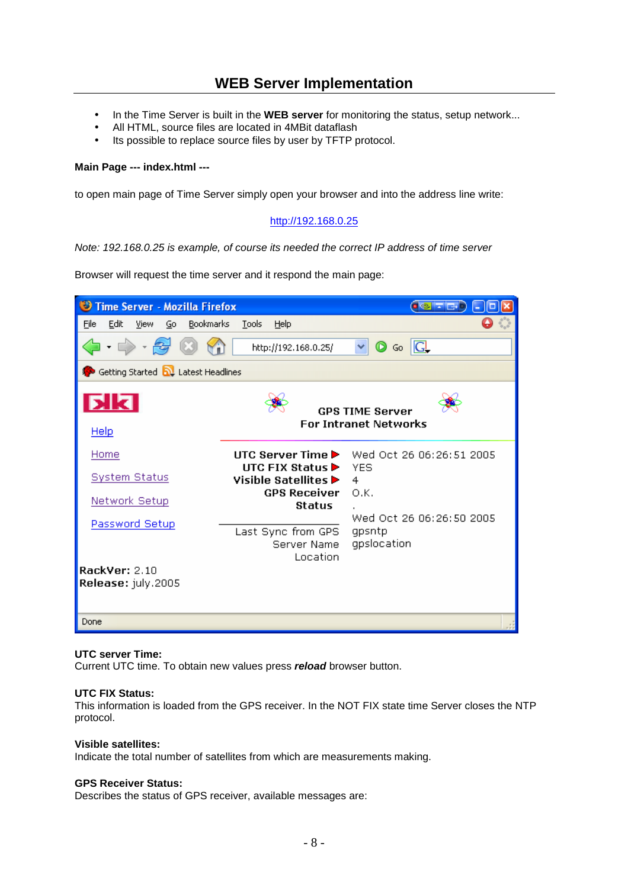# WEB Server Implementation

- In the Time Server is built in the **WEB server** for monitoring the status, setup network...
- All HTML, source files are located in 4MBit dataflash
- Its possible to replace source files by user by TFTP protocol.

**Main Page --- index.html ---**

to open main page of Time Server simply open your browser and into the address line write:

http://192.168.0.25

*Note: 192.168.0.25 is example, of course its needed the correct IP address of time server*

Browser will request the time server and it respond the main page:

**UTC server Time:**
Current UTC time. To obtain new values press ***reload*** browser button.

**UTC FIX Status:**
This information is loaded from the GPS receiver. In the NOT FIX state time Server closes the NTP protocol.

**Visible satellites:**
Indicate the total number of satellites from which are measurements making.

**GPS Receiver Status:**
Describes the status of GPS receiver, available messages are: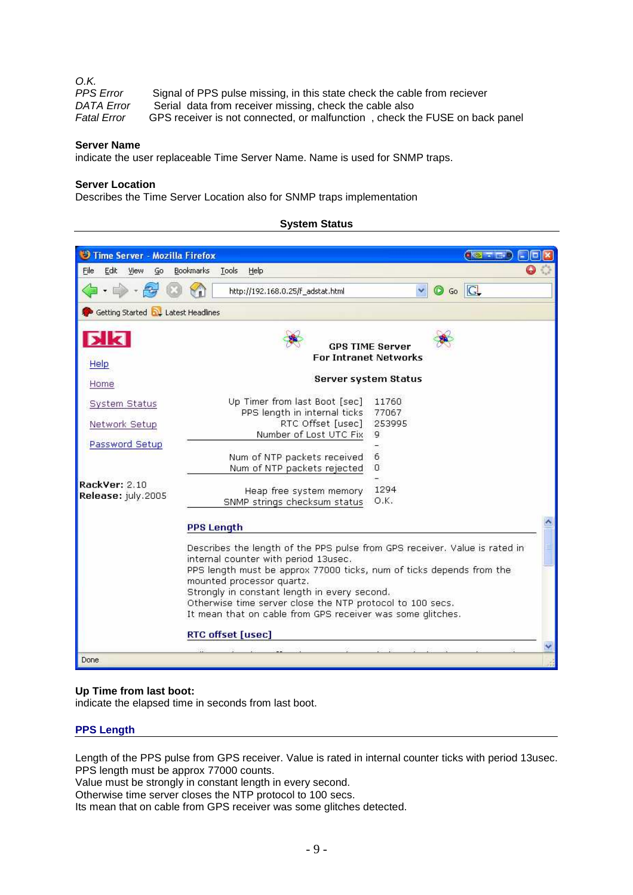*O.K.*

*PPS Error* Signal of PPS pulse missing, in this state check the cable from reciever

*DATA Error* Serial data from receiver missing, check the cable also

*Fatal Error* GPS receiver is not connected, or malfunction , check the FUSE on back panel

**Server Name**

indicate the user replaceable Time Server Name. Name is used for SNMP traps.

**Server Location**

Describes the Time Server Location also for SNMP traps implementation

**System Status**

**Up Time from last boot:**

indicate the elapsed time in seconds from last boot.

## PPS Length

Length of the PPS pulse from GPS receiver. Value is rated in internal counter ticks with period 13usec.
PPS length must be approx 77000 counts.
Value must be strongly in constant length in every second.
Otherwise time server closes the NTP protocol to 100 secs.
Its mean that on cable from GPS receiver was some glitches detected.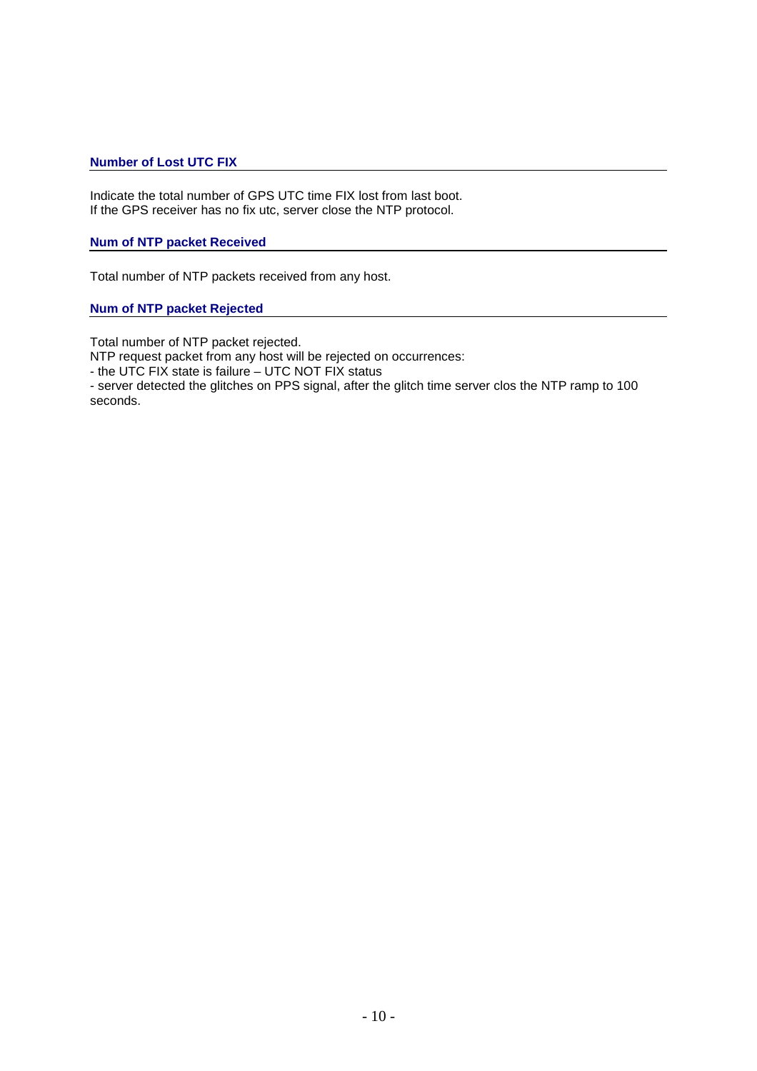### Number of Lost UTC FIX

Indicate the total number of GPS UTC time FIX lost from last boot.
If the GPS receiver has no fix utc, server close the NTP protocol.

### Num of NTP packet Received

Total number of NTP packets received from any host.

### Num of NTP packet Rejected

Total number of NTP packet rejected.
NTP request packet from any host will be rejected on occurrences:
- the UTC FIX state is failure – UTC NOT FIX status
- server detected the glitches on PPS signal, after the glitch time server clos the NTP ramp to 100 seconds.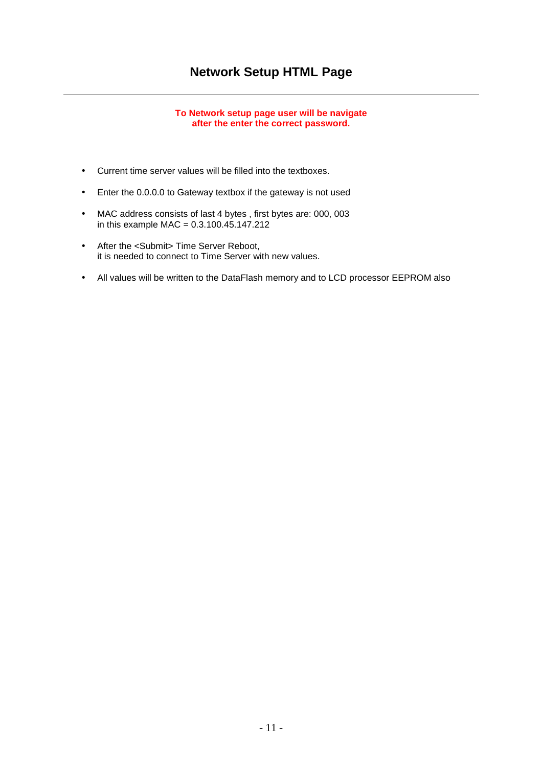# Network Setup HTML Page

---

**To Network setup page user will be navigate after the enter the correct password.**

- Current time server values will be filled into the textboxes.
- Enter the 0.0.0.0 to Gateway textbox if the gateway is not used
- MAC address consists of last 4 bytes , first bytes are: 000, 003
  in this example MAC = 0.3.100.45.147.212
- After the <Submit> Time Server Reboot,
  it is needed to connect to Time Server with new values.
- All values will be written to the DataFlash memory and to LCD processor EEPROM also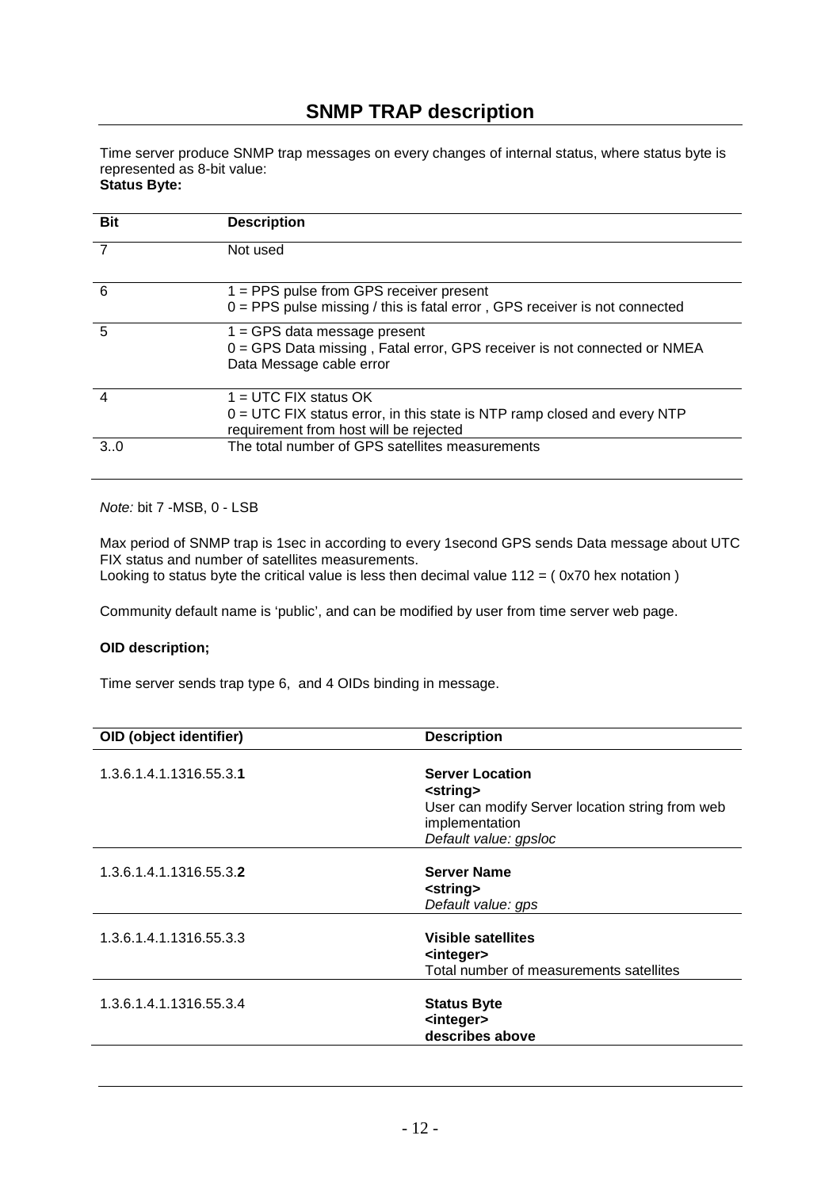# SNMP TRAP description

Time server produce SNMP trap messages on every changes of internal status, where status byte is represented as 8-bit value:
**Status Byte:**

| Bit | Description |
|---|---|
| 7 | Not used |
| 6 | 1 = PPS pulse from GPS receiver present<br>0 = PPS pulse missing / this is fatal error , GPS receiver is not connected |
| 5 | 1 = GPS data message present<br>0 = GPS Data missing , Fatal error, GPS receiver is not connected or NMEA Data Message cable error |
| 4 | 1 = UTC FIX status OK<br>0 = UTC FIX status error, in this state is NTP ramp closed and every NTP requirement from host will be rejected |
| 3..0 | The total number of GPS satellites measurements |

*Note:* bit 7 -MSB, 0 - LSB

Max period of SNMP trap is 1sec in according to every 1second GPS sends Data message about UTC FIX status and number of satellites measurements.
Looking to status byte the critical value is less then decimal value 112 = ( 0x70 hex notation )

Community default name is 'public', and can be modified by user from time server web page.

**OID description;**

Time server sends trap type 6, and 4 OIDs binding in message.

| OID (object identifier) | Description |
|---|---|
| 1.3.6.1.4.1.1316.55.3.**1** | **Server Location**<br>**<string>**<br>User can modify Server location string from web implementation<br>*Default value: gpsloc* |
| 1.3.6.1.4.1.1316.55.3.**2** | **Server Name**<br>**<string>**<br>*Default value: gps* |
| 1.3.6.1.4.1.1316.55.3.3 | **Visible satellites**<br>**<integer>**<br>Total number of measurements satellites |
| 1.3.6.1.4.1.1316.55.3.4 | **Status Byte**<br>**<integer>**<br>**describes above** |